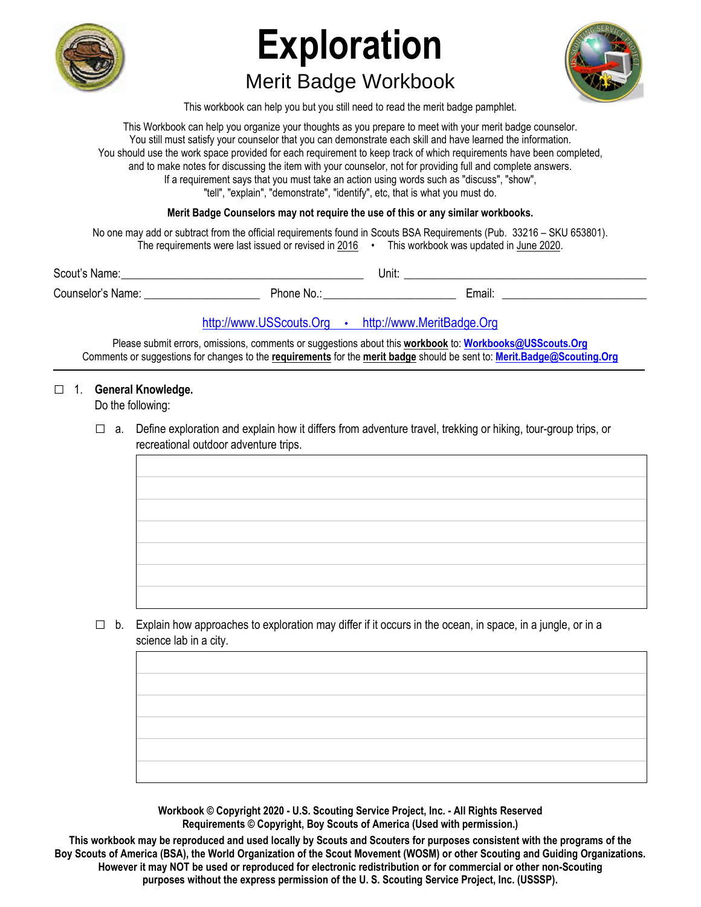# Exploration

## Merit Badge Workbook

This workbook can help you but you still need to read the merit badge pamphlet.

This Workbook can help you organize your thoughts as you prepare to meet with your merit badge counselor.
You still must satisfy your counselor that you can demonstrate each skill and have learned the information.
You should use the work space provided for each requirement to keep track of which requirements have been completed, and to make notes for discussing the item with your counselor, not for providing full and complete answers.
If a requirement says that you must take an action using words such as "discuss", "show", "tell", "explain", "demonstrate", "identify", etc, that is what you must do.

**Merit Badge Counselors may not require the use of this or any similar workbooks.**

No one may add or subtract from the official requirements found in Scouts BSA Requirements (Pub. 33216 – SKU 653801).
The requirements were last issued or revised in 2016 • This workbook was updated in June 2020.

Scout's Name:_______________________ Unit: _______________________

Counselor's Name: _______________ Phone No.:_______________ Email: _______________

http://www.USScouts.Org • http://www.MeritBadge.Org

Please submit errors, omissions, comments or suggestions about this **workbook** to: **Workbooks@USScouts.Org**
Comments or suggestions for changes to the **requirements** for the **merit badge** should be sent to: **Merit.Badge@Scouting.Org**

---

☐ 1. **General Knowledge.**
Do the following:

☐ a. Define exploration and explain how it differs from adventure travel, trekking or hiking, tour-group trips, or recreational outdoor adventure trips.

☐ b. Explain how approaches to exploration may differ if it occurs in the ocean, in space, in a jungle, or in a science lab in a city.

**Workbook © Copyright 2020 - U.S. Scouting Service Project, Inc. - All Rights Reserved**
**Requirements © Copyright, Boy Scouts of America (Used with permission.)**

**This workbook may be reproduced and used locally by Scouts and Scouters for purposes consistent with the programs of the Boy Scouts of America (BSA), the World Organization of the Scout Movement (WOSM) or other Scouting and Guiding Organizations. However it may NOT be used or reproduced for electronic redistribution or for commercial or other non-Scouting purposes without the express permission of the U. S. Scouting Service Project, Inc. (USSSP).**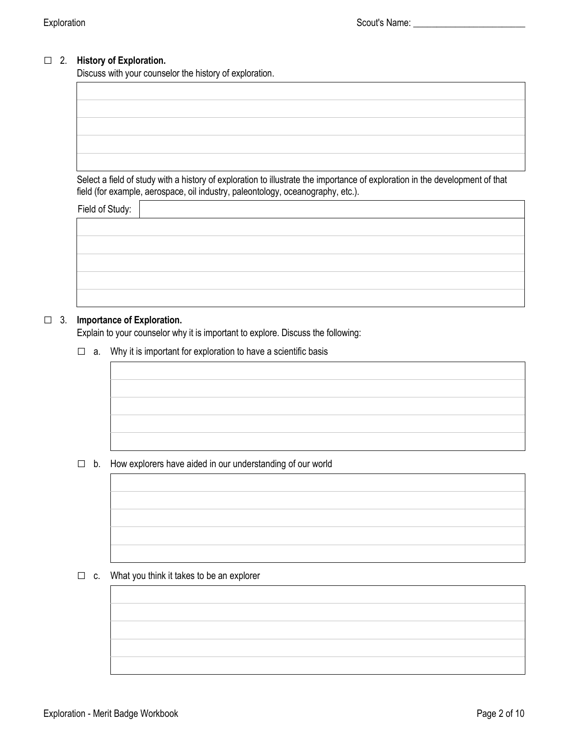☐ 2. **History of Exploration.**

Discuss with your counselor the history of exploration.

Select a field of study with a history of exploration to illustrate the importance of exploration in the development of that field (for example, aerospace, oil industry, paleontology, oceanography, etc.).

| Field of Study: | |
|---|---|

☐ 3. **Importance of Exploration.**

Explain to your counselor why it is important to explore. Discuss the following:

☐ a. Why it is important for exploration to have a scientific basis

☐ b. How explorers have aided in our understanding of our world

☐ c. What you think it takes to be an explorer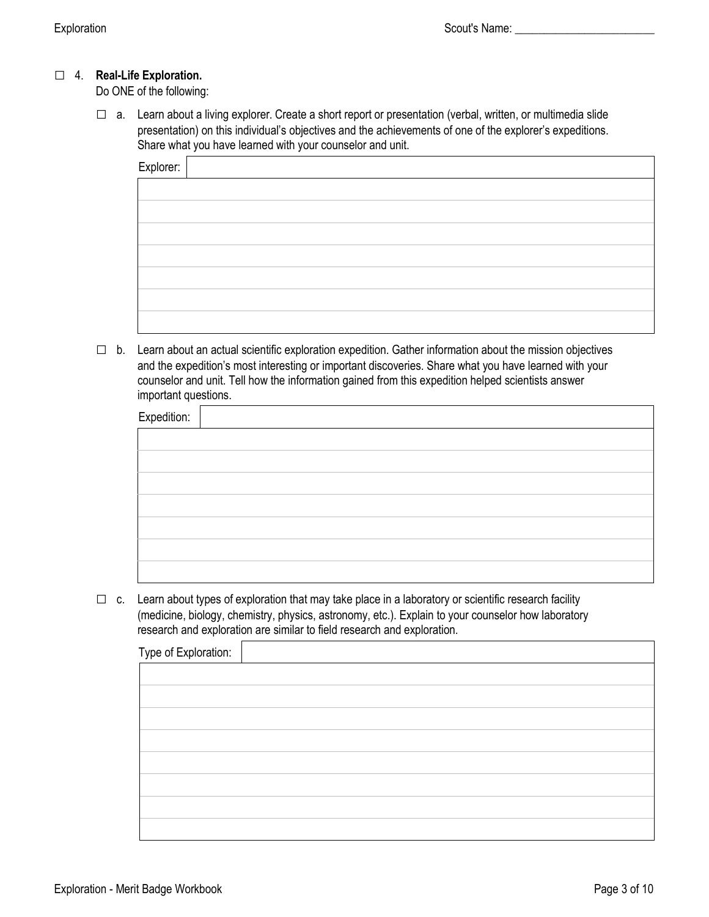☐ 4. **Real-Life Exploration.**

Do ONE of the following:

☐ a. Learn about a living explorer. Create a short report or presentation (verbal, written, or multimedia slide presentation) on this individual's objectives and the achievements of one of the explorer's expeditions. Share what you have learned with your counselor and unit.

| Explorer: | |
|---|---|
| | |
| | |
| | |
| | |
| | |
| | |
| | |

☐ b. Learn about an actual scientific exploration expedition. Gather information about the mission objectives and the expedition's most interesting or important discoveries. Share what you have learned with your counselor and unit. Tell how the information gained from this expedition helped scientists answer important questions.

| Expedition: | |
|---|---|
| | |
| | |
| | |
| | |
| | |
| | |
| | |

☐ c. Learn about types of exploration that may take place in a laboratory or scientific research facility (medicine, biology, chemistry, physics, astronomy, etc.). Explain to your counselor how laboratory research and exploration are similar to field research and exploration.

| Type of Exploration: | |
|---|---|
| | |
| | |
| | |
| | |
| | |
| | |
| | |
| | |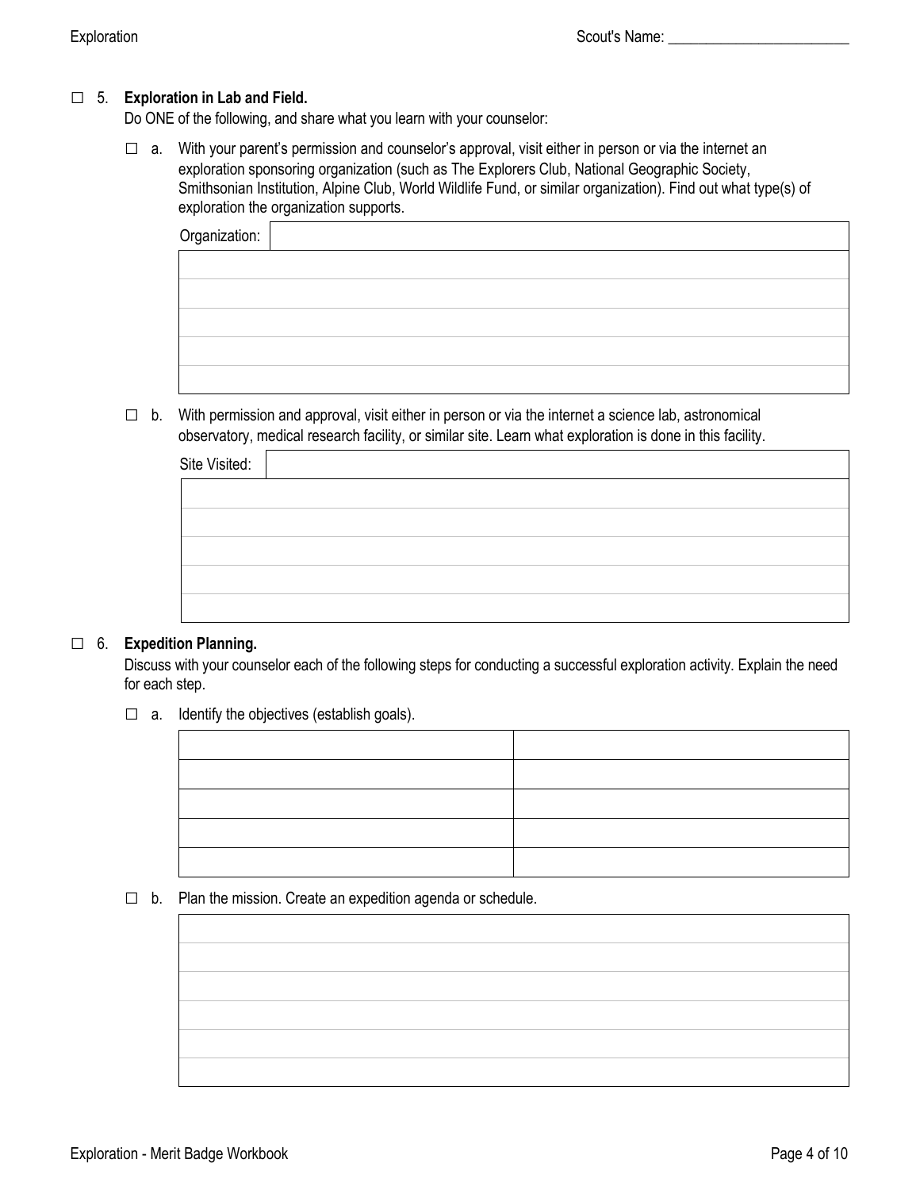☐ 5. **Exploration in Lab and Field.**
Do ONE of the following, and share what you learn with your counselor:

☐ a. With your parent's permission and counselor's approval, visit either in person or via the internet an exploration sponsoring organization (such as The Explorers Club, National Geographic Society, Smithsonian Institution, Alpine Club, World Wildlife Fund, or similar organization). Find out what type(s) of exploration the organization supports.

| Organization: | |
|---|---|
| | |
| | |
| | |
| | |
| | |

☐ b. With permission and approval, visit either in person or via the internet a science lab, astronomical observatory, medical research facility, or similar site. Learn what exploration is done in this facility.

| Site Visited: | |
|---|---|
| | |
| | |
| | |
| | |
| | |

☐ 6. **Expedition Planning.**
Discuss with your counselor each of the following steps for conducting a successful exploration activity. Explain the need for each step.

☐ a. Identify the objectives (establish goals).

| | |
|---|---|
| | |
| | |
| | |
| | |
| | |

☐ b. Plan the mission. Create an expedition agenda or schedule.

| |
|---|
| |
| |
| |
| |
| |
| |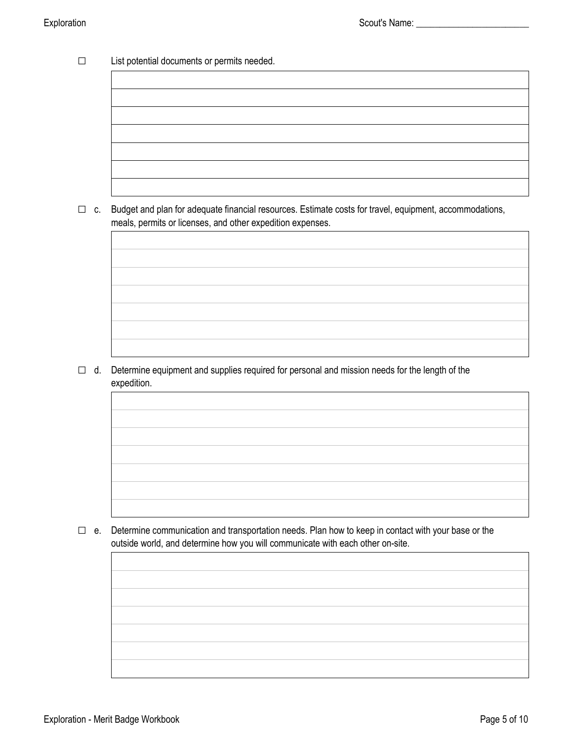☐ List potential documents or permits needed.

| |
|---|
| |
| |
| |
| |
| |
| |

☐ c. Budget and plan for adequate financial resources. Estimate costs for travel, equipment, accommodations, meals, permits or licenses, and other expedition expenses.

| |
|---|
| |
| |
| |
| |
| |
| |

☐ d. Determine equipment and supplies required for personal and mission needs for the length of the expedition.

| |
|---|
| |
| |
| |
| |
| |
| |

☐ e. Determine communication and transportation needs. Plan how to keep in contact with your base or the outside world, and determine how you will communicate with each other on-site.

| |
|---|
| |
| |
| |
| |
| |
| |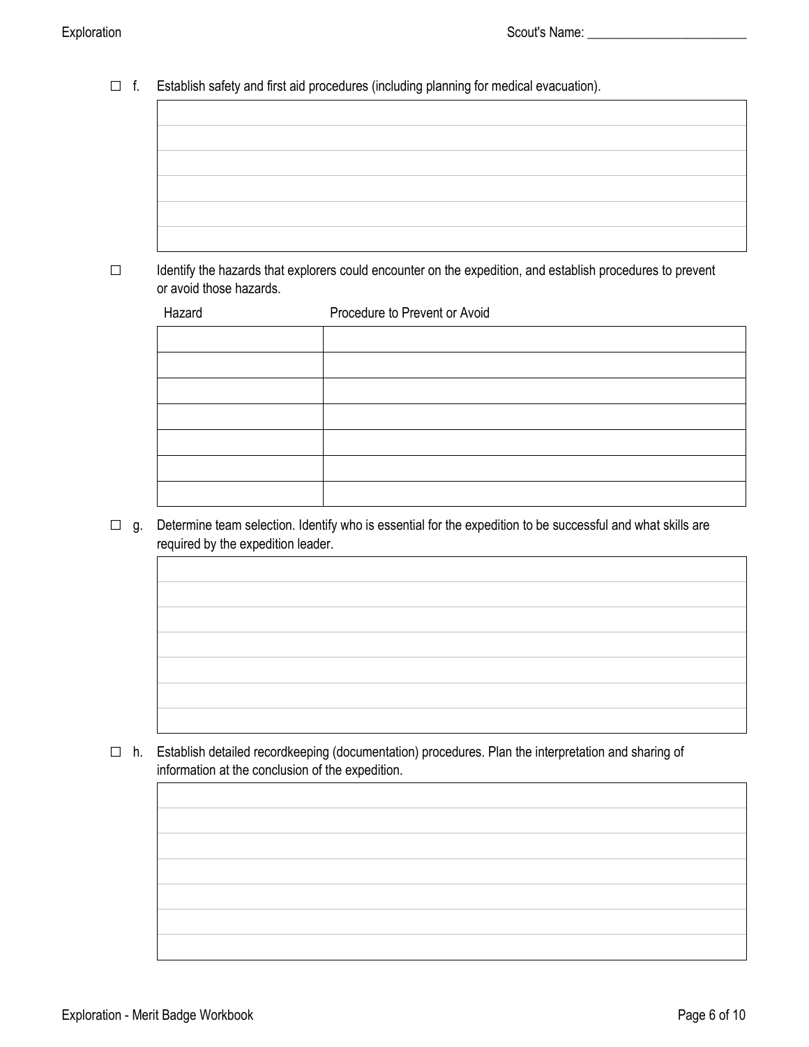☐ f. Establish safety and first aid procedures (including planning for medical evacuation).

☐ Identify the hazards that explorers could encounter on the expedition, and establish procedures to prevent or avoid those hazards.

| Hazard | Procedure to Prevent or Avoid |
| --- | --- |
| | |
| | |
| | |
| | |
| | |
| | |
| | |

☐ g. Determine team selection. Identify who is essential for the expedition to be successful and what skills are required by the expedition leader.

☐ h. Establish detailed recordkeeping (documentation) procedures. Plan the interpretation and sharing of information at the conclusion of the expedition.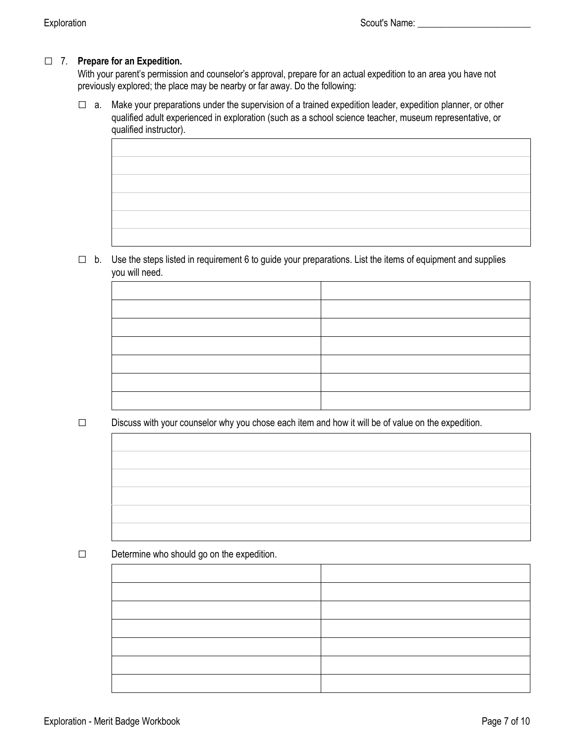☐ 7. **Prepare for an Expedition.**
With your parent's permission and counselor's approval, prepare for an actual expedition to an area you have not previously explored; the place may be nearby or far away. Do the following:

☐ a. Make your preparations under the supervision of a trained expedition leader, expedition planner, or other qualified adult experienced in exploration (such as a school science teacher, museum representative, or qualified instructor).

| |
|---|
| |
| |
| |
| |
| |
| |

☐ b. Use the steps listed in requirement 6 to guide your preparations. List the items of equipment and supplies you will need.

| | |
|---|---|
| | |
| | |
| | |
| | |
| | |
| | |
| | |

☐ Discuss with your counselor why you chose each item and how it will be of value on the expedition.

| |
|---|
| |
| |
| |
| |
| |
| |

☐ Determine who should go on the expedition.

| | |
|---|---|
| | |
| | |
| | |
| | |
| | |
| | |
| | |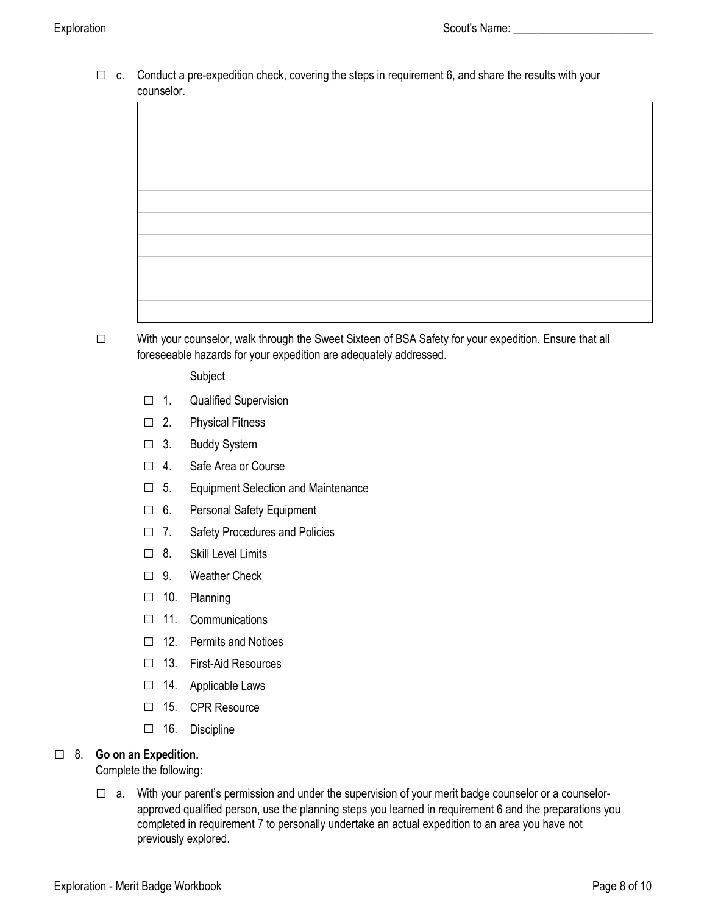☐ c. Conduct a pre-expedition check, covering the steps in requirement 6, and share the results with your counselor.

| |
|---|
| |
| |
| |
| |
| |
| |
| |
| |
| |
| |

☐ With your counselor, walk through the Sweet Sixteen of BSA Safety for your expedition. Ensure that all foreseeable hazards for your expedition are adequately addressed.

Subject

- ☐ 1. Qualified Supervision
- ☐ 2. Physical Fitness
- ☐ 3. Buddy System
- ☐ 4. Safe Area or Course
- ☐ 5. Equipment Selection and Maintenance
- ☐ 6. Personal Safety Equipment
- ☐ 7. Safety Procedures and Policies
- ☐ 8. Skill Level Limits
- ☐ 9. Weather Check
- ☐ 10. Planning
- ☐ 11. Communications
- ☐ 12. Permits and Notices
- ☐ 13. First-Aid Resources
- ☐ 14. Applicable Laws
- ☐ 15. CPR Resource
- ☐ 16. Discipline

☐ 8. **Go on an Expedition.**
Complete the following:

☐ a. With your parent's permission and under the supervision of your merit badge counselor or a counselor-approved qualified person, use the planning steps you learned in requirement 6 and the preparations you completed in requirement 7 to personally undertake an actual expedition to an area you have not previously explored.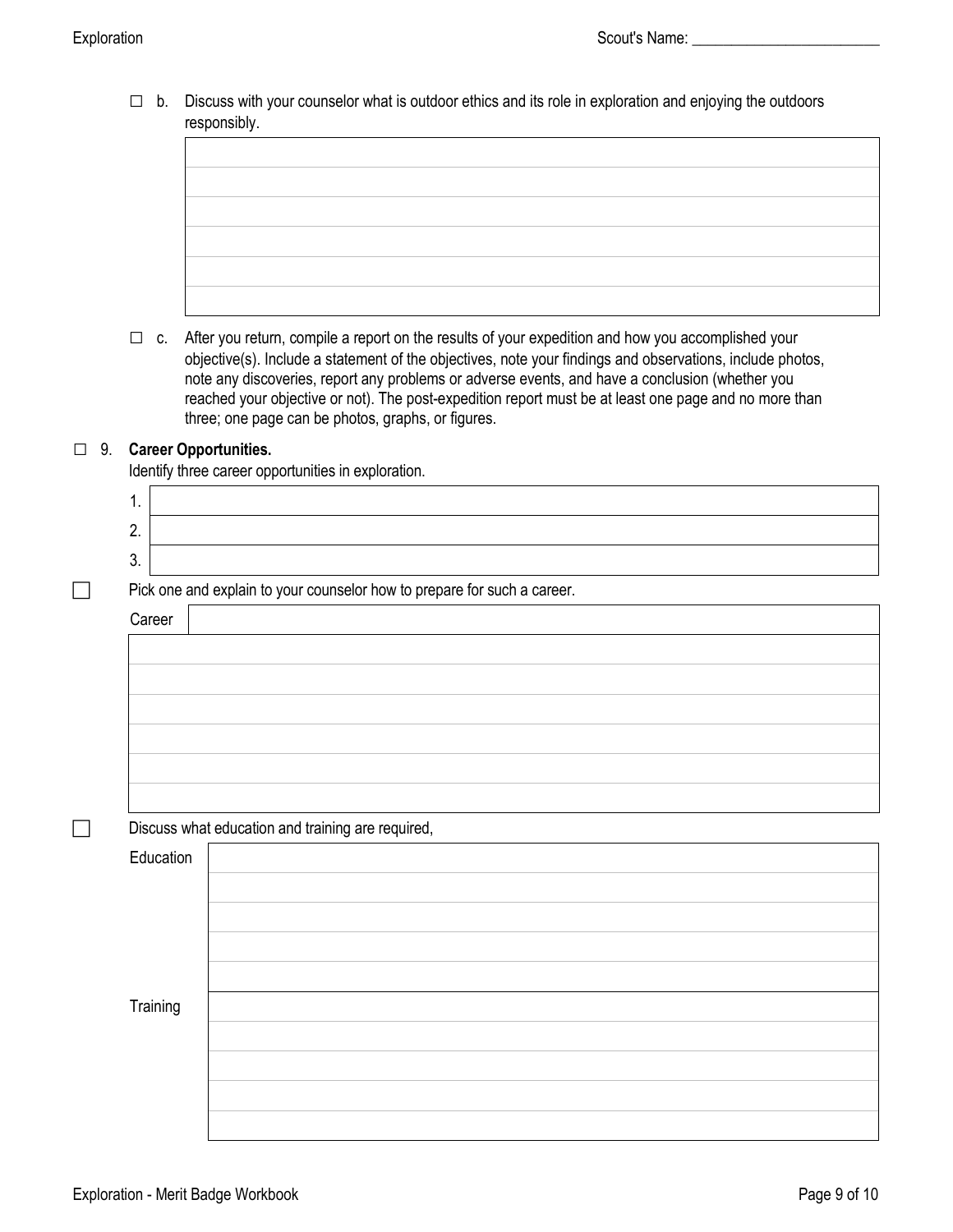☐ b. Discuss with your counselor what is outdoor ethics and its role in exploration and enjoying the outdoors responsibly.

☐ c. After you return, compile a report on the results of your expedition and how you accomplished your objective(s). Include a statement of the objectives, note your findings and observations, include photos, note any discoveries, report any problems or adverse events, and have a conclusion (whether you reached your objective or not). The post-expedition report must be at least one page and no more than three; one page can be photos, graphs, or figures.

☐ 9. **Career Opportunities.**

Identify three career opportunities in exploration.

| | |
|---|---|
| 1. | |
| 2. | |
| 3. | |

☐ Pick one and explain to your counselor how to prepare for such a career.

| | |
|---|---|
| Career | |

☐ Discuss what education and training are required,

| | |
|---|---|
| Education | |
| Training | |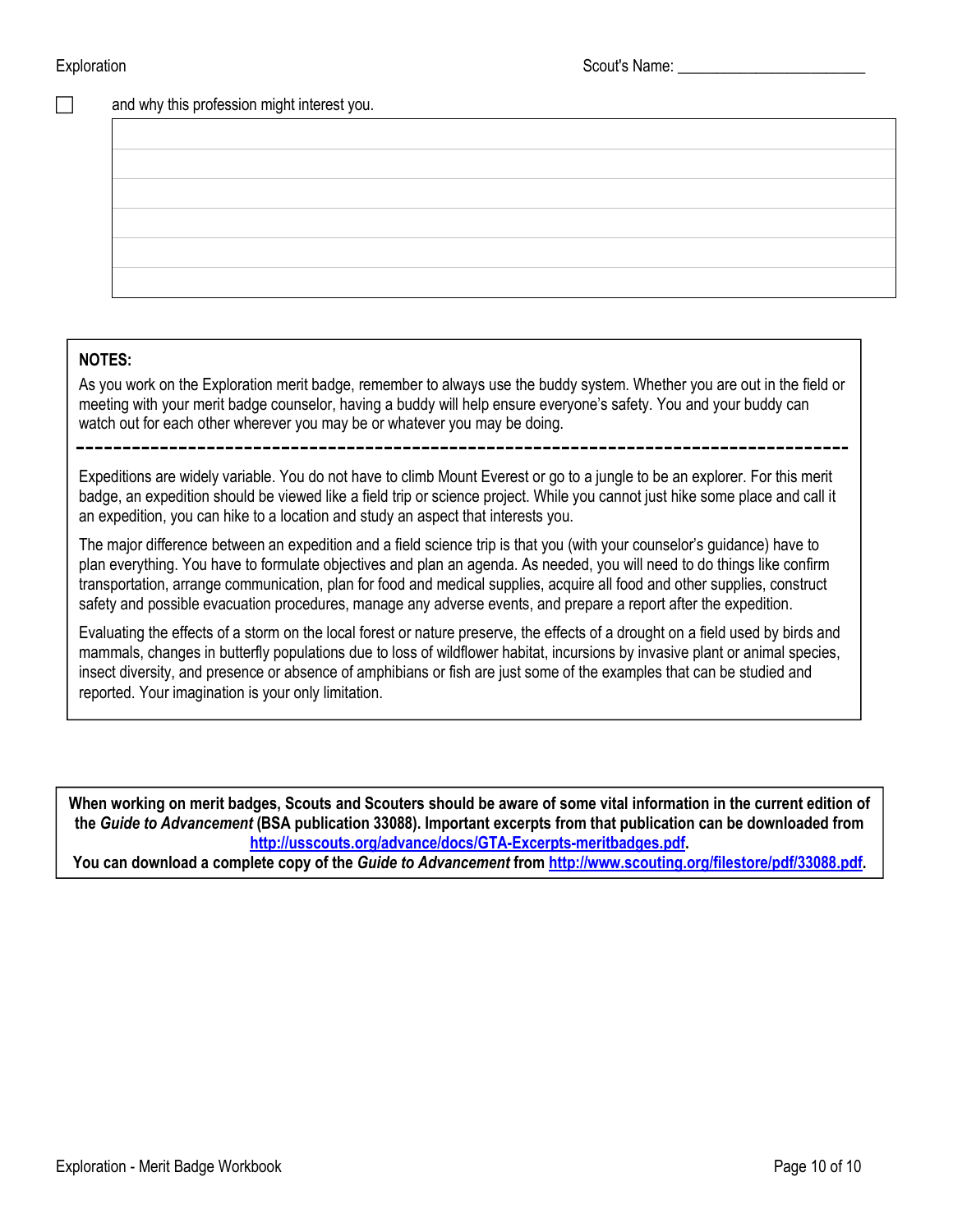☐ and why this profession might interest you.

**NOTES:**

As you work on the Exploration merit badge, remember to always use the buddy system. Whether you are out in the field or meeting with your merit badge counselor, having a buddy will help ensure everyone's safety. You and your buddy can watch out for each other wherever you may be or whatever you may be doing.

---

Expeditions are widely variable. You do not have to climb Mount Everest or go to a jungle to be an explorer. For this merit badge, an expedition should be viewed like a field trip or science project. While you cannot just hike some place and call it an expedition, you can hike to a location and study an aspect that interests you.

The major difference between an expedition and a field science trip is that you (with your counselor's guidance) have to plan everything. You have to formulate objectives and plan an agenda. As needed, you will need to do things like confirm transportation, arrange communication, plan for food and medical supplies, acquire all food and other supplies, construct safety and possible evacuation procedures, manage any adverse events, and prepare a report after the expedition.

Evaluating the effects of a storm on the local forest or nature preserve, the effects of a drought on a field used by birds and mammals, changes in butterfly populations due to loss of wildflower habitat, incursions by invasive plant or animal species, insect diversity, and presence or absence of amphibians or fish are just some of the examples that can be studied and reported. Your imagination is your only limitation.

**When working on merit badges, Scouts and Scouters should be aware of some vital information in the current edition of the *Guide to Advancement* (BSA publication 33088). Important excerpts from that publication can be downloaded from http://usscouts.org/advance/docs/GTA-Excerpts-meritbadges.pdf.**
**You can download a complete copy of the *Guide to Advancement* from http://www.scouting.org/filestore/pdf/33088.pdf.**